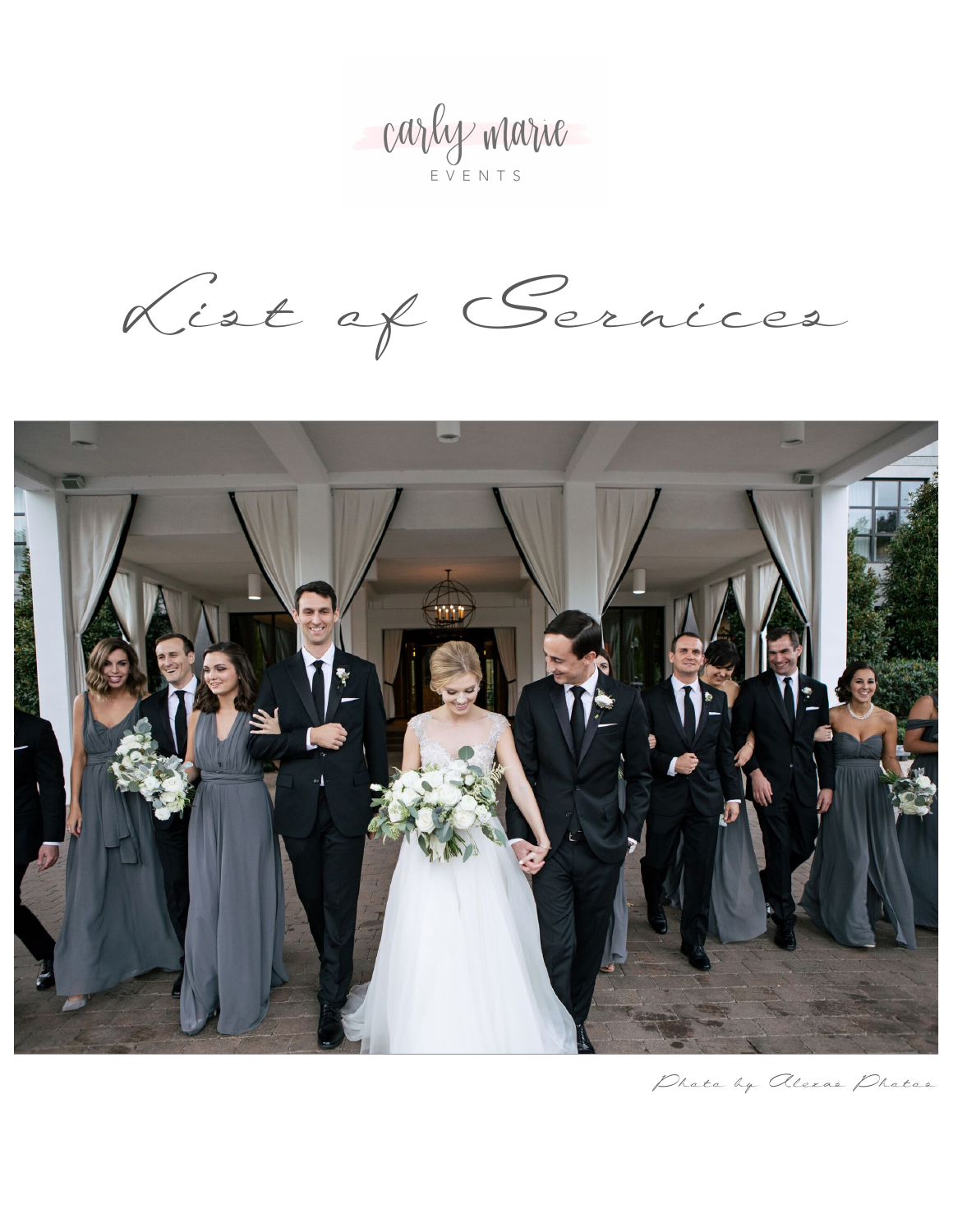carly marie

EVENTS

# List of Services

*Photo by Alexas Photos*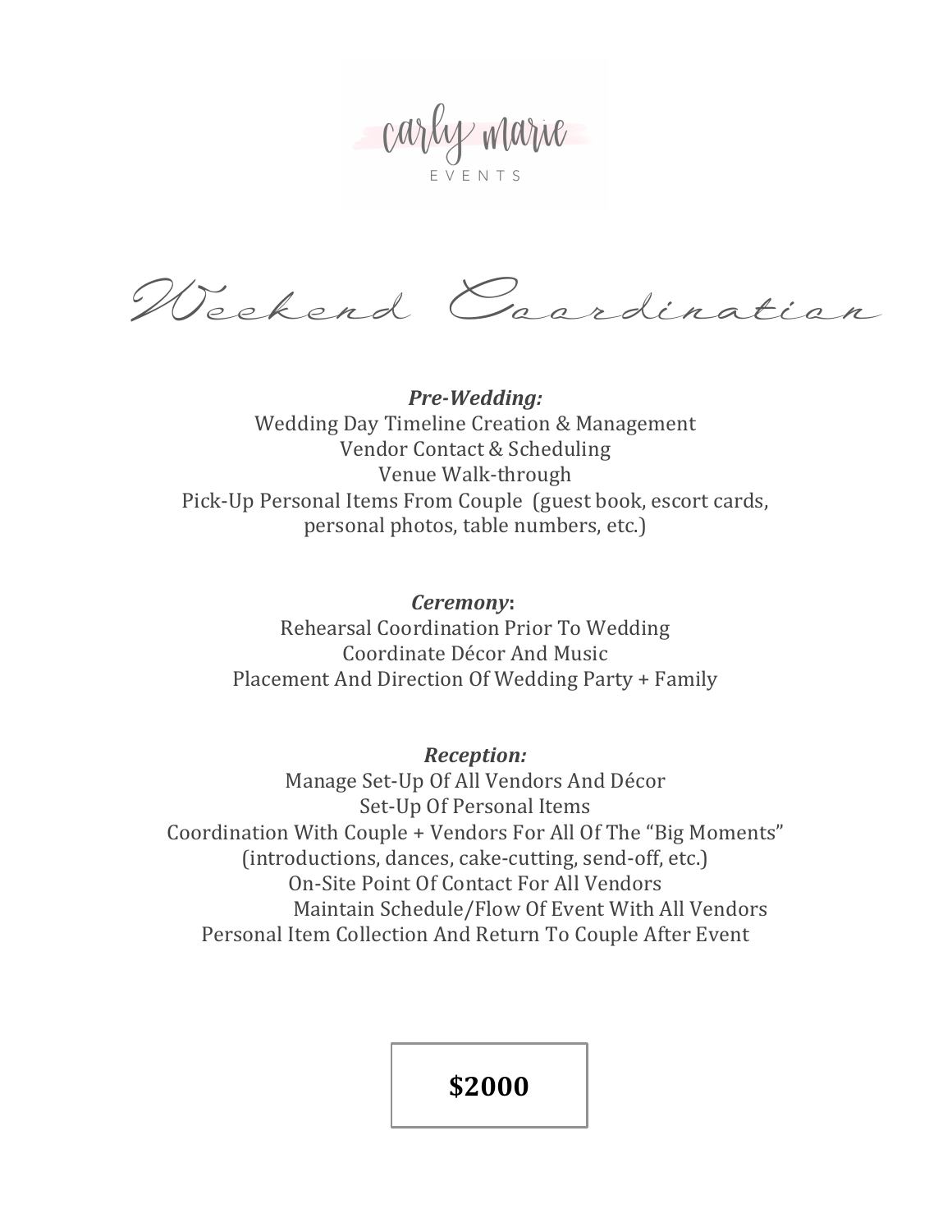carly marie

EVENTS

# Weekend Coordination

***Pre-Wedding:***

Wedding Day Timeline Creation & Management
Vendor Contact & Scheduling
Venue Walk-through
Pick-Up Personal Items From Couple (guest book, escort cards, personal photos, table numbers, etc.)

***Ceremony*:**

Rehearsal Coordination Prior To Wedding
Coordinate Décor And Music
Placement And Direction Of Wedding Party + Family

***Reception:***

Manage Set-Up Of All Vendors And Décor
Set-Up Of Personal Items
Coordination With Couple + Vendors For All Of The "Big Moments" (introductions, dances, cake-cutting, send-off, etc.)
On-Site Point Of Contact For All Vendors
Maintain Schedule/Flow Of Event With All Vendors
Personal Item Collection And Return To Couple After Event

**$2000**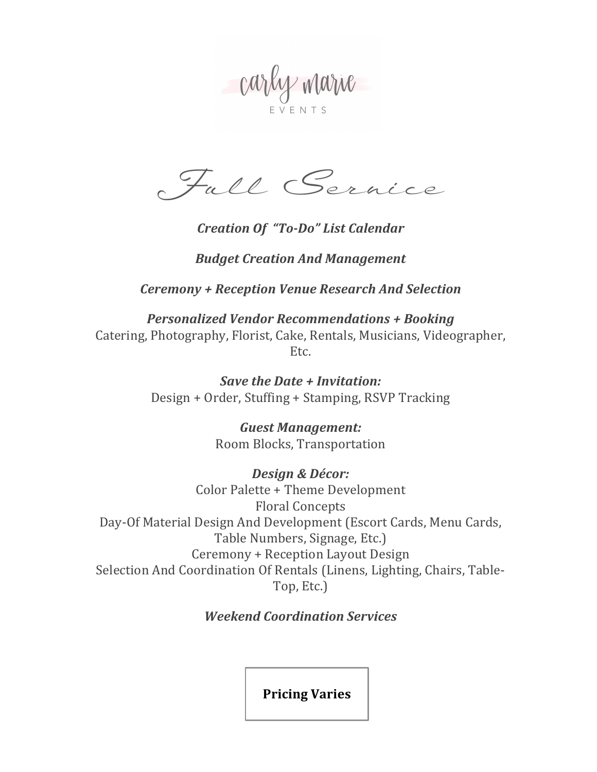carly marie

EVENTS

# Full Service

***Creation Of "To-Do" List Calendar***

***Budget Creation And Management***

***Ceremony + Reception Venue Research And Selection***

***Personalized Vendor Recommendations + Booking***
Catering, Photography, Florist, Cake, Rentals, Musicians, Videographer, Etc.

***Save the Date + Invitation:***
Design + Order, Stuffing + Stamping, RSVP Tracking

***Guest Management:***
Room Blocks, Transportation

***Design & Décor:***
Color Palette + Theme Development
Floral Concepts
Day-Of Material Design And Development (Escort Cards, Menu Cards, Table Numbers, Signage, Etc.)
Ceremony + Reception Layout Design
Selection And Coordination Of Rentals (Linens, Lighting, Chairs, Table-Top, Etc.)

***Weekend Coordination Services***

**Pricing Varies**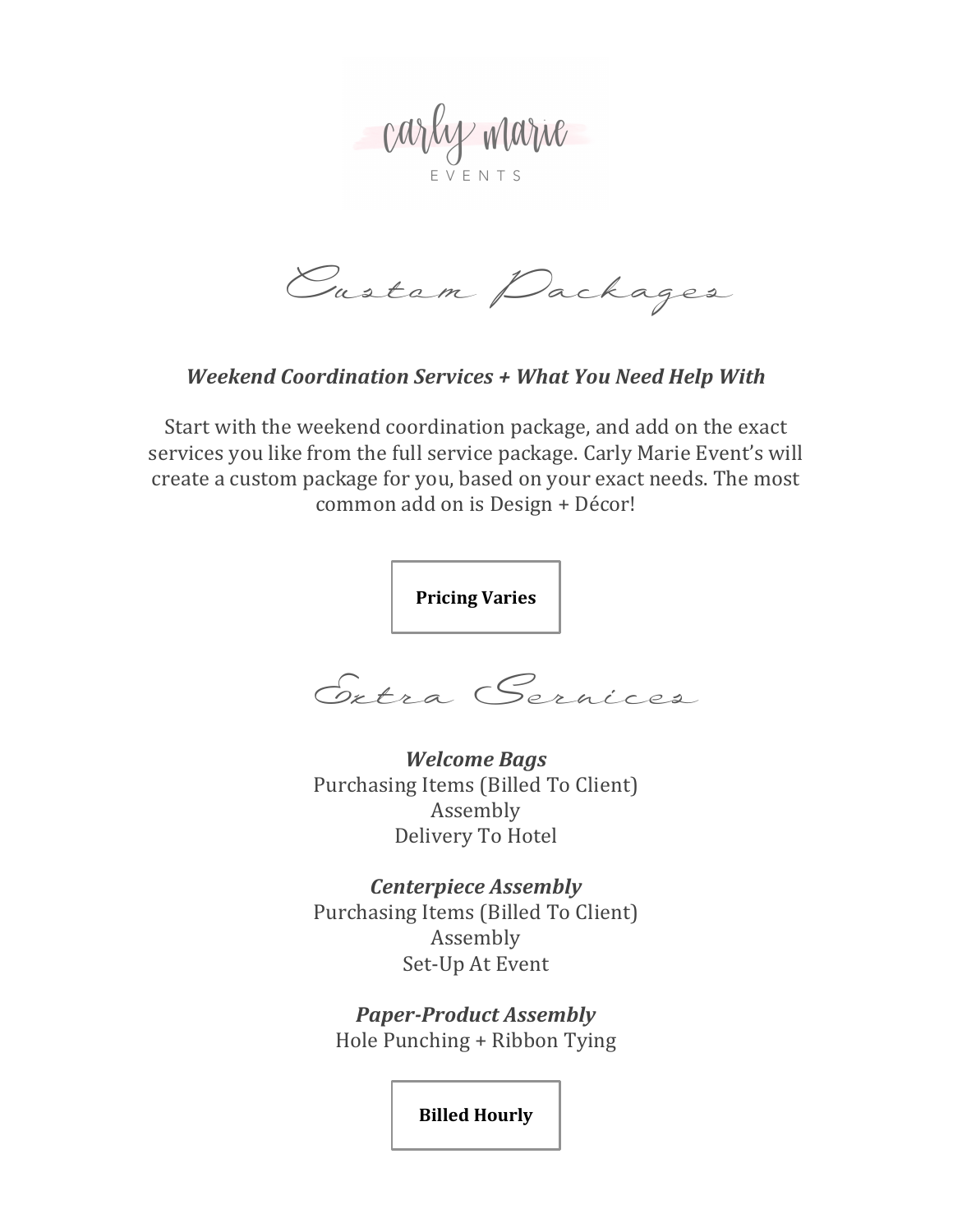carly marie

EVENTS

# Custom Packages

***Weekend Coordination Services + What You Need Help With***

Start with the weekend coordination package, and add on the exact services you like from the full service package. Carly Marie Event's will create a custom package for you, based on your exact needs. The most common add on is Design + Décor!

**Pricing Varies**

# Extra Services

***Welcome Bags***
Purchasing Items (Billed To Client)
Assembly
Delivery To Hotel

***Centerpiece Assembly***
Purchasing Items (Billed To Client)
Assembly
Set-Up At Event

***Paper-Product Assembly***
Hole Punching + Ribbon Tying

**Billed Hourly**